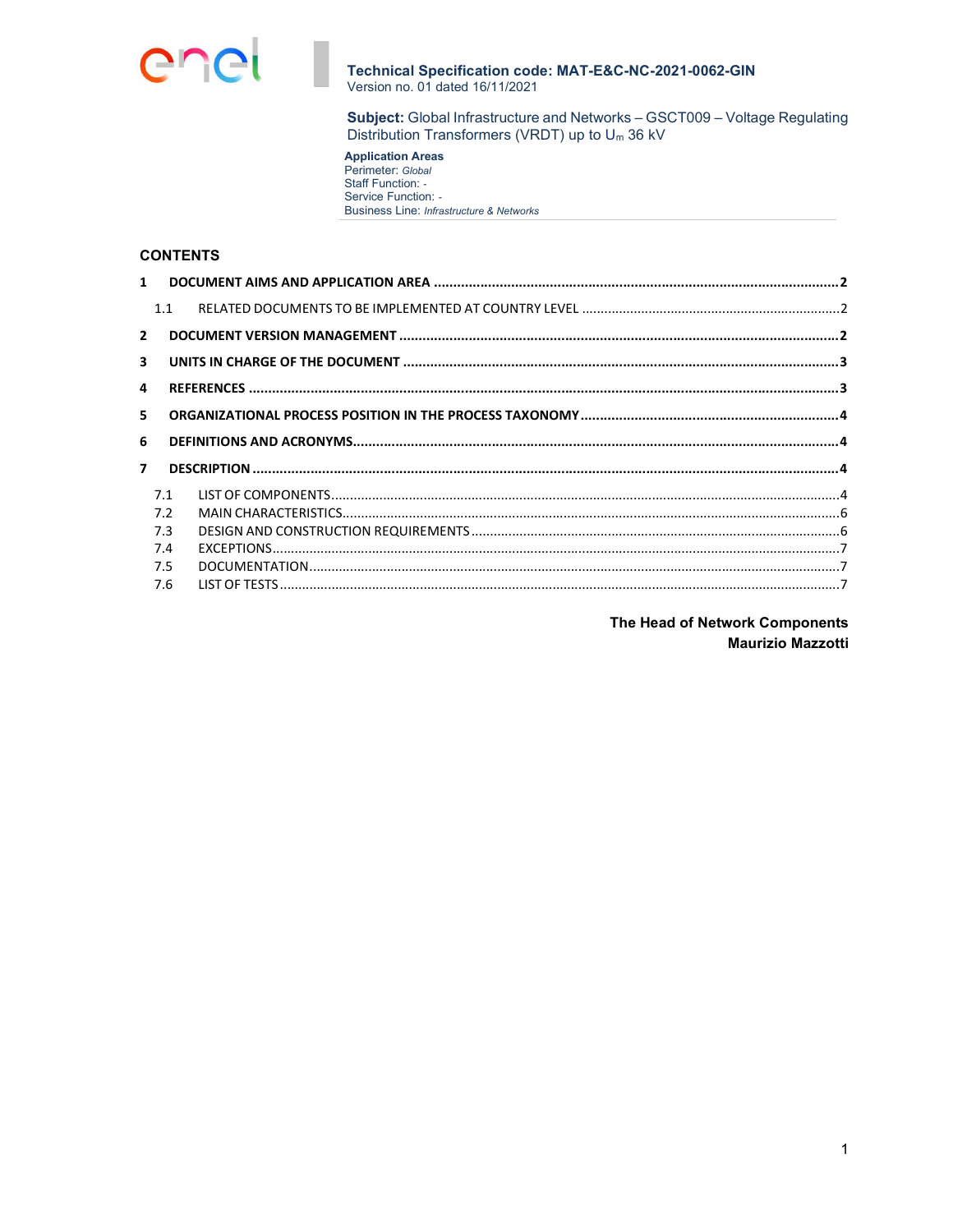**Technical Specification code: MAT-E&C-NC-2021-0062-GIN**
Version no. 01 dated 16/11/2021

**Subject:** Global Infrastructure and Networks – GSCT009 – Voltage Regulating Distribution Transformers (VRDT) up to $U_m$ 36 kV

**Application Areas**
Perimeter: *Global*
Staff Function: -
Service Function: -
Business Line: *Infrastructure & Networks*

## CONTENTS

**1 DOCUMENT AIMS AND APPLICATION AREA ........ 2**

1.1 RELATED DOCUMENTS TO BE IMPLEMENTED AT COUNTRY LEVEL ........ 2

**2 DOCUMENT VERSION MANAGEMENT ........ 2**

**3 UNITS IN CHARGE OF THE DOCUMENT ........ 3**

**4 REFERENCES ........ 3**

**5 ORGANIZATIONAL PROCESS POSITION IN THE PROCESS TAXONOMY ........ 4**

**6 DEFINITIONS AND ACRONYMS ........ 4**

**7 DESCRIPTION ........ 4**

7.1 LIST OF COMPONENTS ........ 4
7.2 MAIN CHARACTERISTICS ........ 6
7.3 DESIGN AND CONSTRUCTION REQUIREMENTS ........ 6
7.4 EXCEPTIONS ........ 7
7.5 DOCUMENTATION ........ 7
7.6 LIST OF TESTS ........ 7

**The Head of Network Components**
**Maurizio Mazzotti**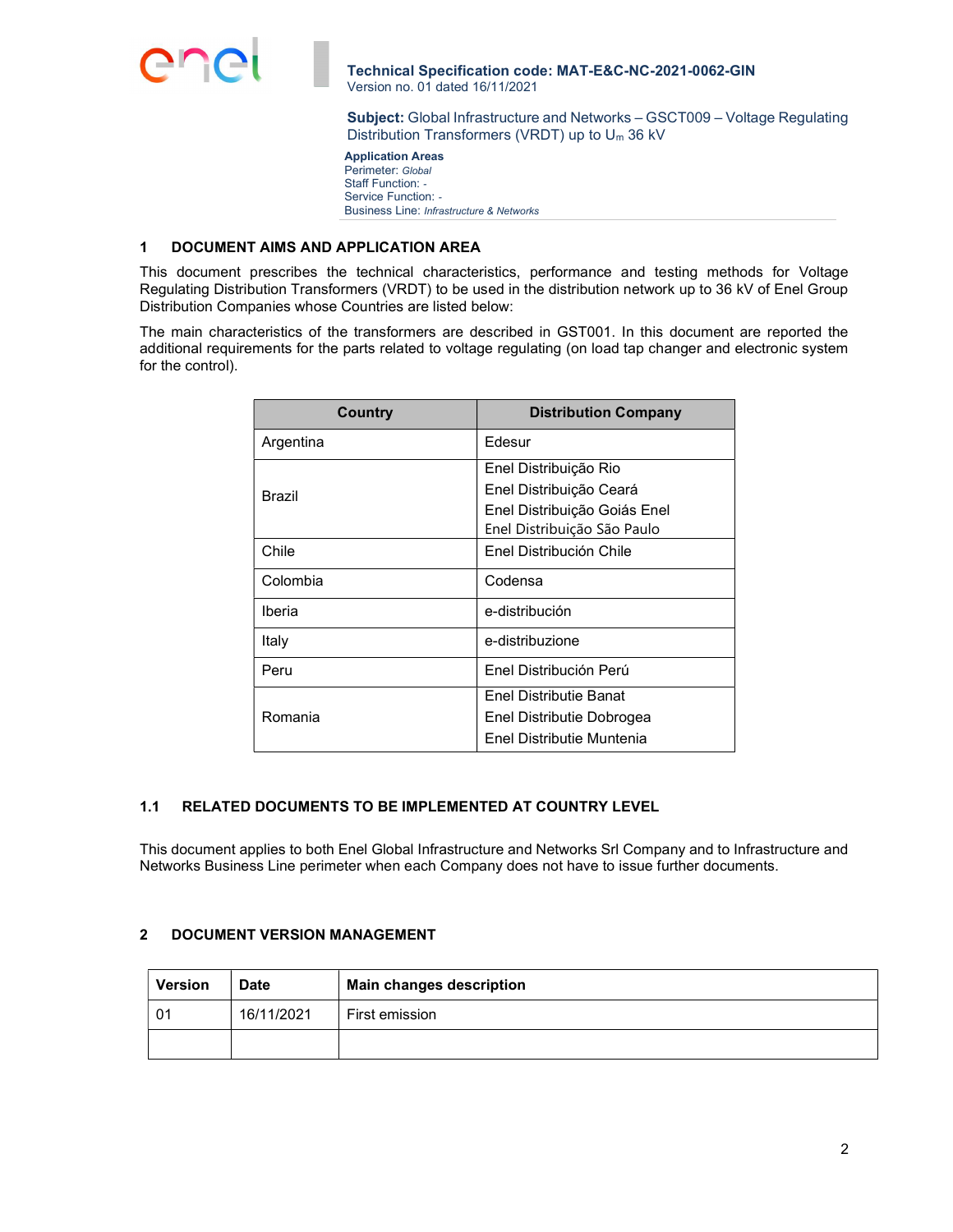**Technical Specification code: MAT-E&C-NC-2021-0062-GIN**
Version no. 01 dated 16/11/2021

**Subject:** Global Infrastructure and Networks – GSCT009 – Voltage Regulating Distribution Transformers (VRDT) up to $U_m$ 36 kV

**Application Areas**
Perimeter: *Global*
Staff Function: -
Service Function: -
Business Line: *Infrastructure & Networks*

## 1 DOCUMENT AIMS AND APPLICATION AREA

This document prescribes the technical characteristics, performance and testing methods for Voltage Regulating Distribution Transformers (VRDT) to be used in the distribution network up to 36 kV of Enel Group Distribution Companies whose Countries are listed below:

The main characteristics of the transformers are described in GST001. In this document are reported the additional requirements for the parts related to voltage regulating (on load tap changer and electronic system for the control).

| Country | Distribution Company |
|---|---|
| Argentina | Edesur |
| Brazil | Enel Distribuição Rio<br>Enel Distribuição Ceará<br>Enel Distribuição Goiás Enel<br>Enel Distribuição São Paulo |
| Chile | Enel Distribución Chile |
| Colombia | Codensa |
| Iberia | e-distribución |
| Italy | e-distribuzione |
| Peru | Enel Distribución Perú |
| Romania | Enel Distributie Banat<br>Enel Distributie Dobrogea<br>Enel Distributie Muntenia |

### 1.1 RELATED DOCUMENTS TO BE IMPLEMENTED AT COUNTRY LEVEL

This document applies to both Enel Global Infrastructure and Networks Srl Company and to Infrastructure and Networks Business Line perimeter when each Company does not have to issue further documents.

## 2 DOCUMENT VERSION MANAGEMENT

| Version | Date | Main changes description |
|---|---|---|
| 01 | 16/11/2021 | First emission |
| | | |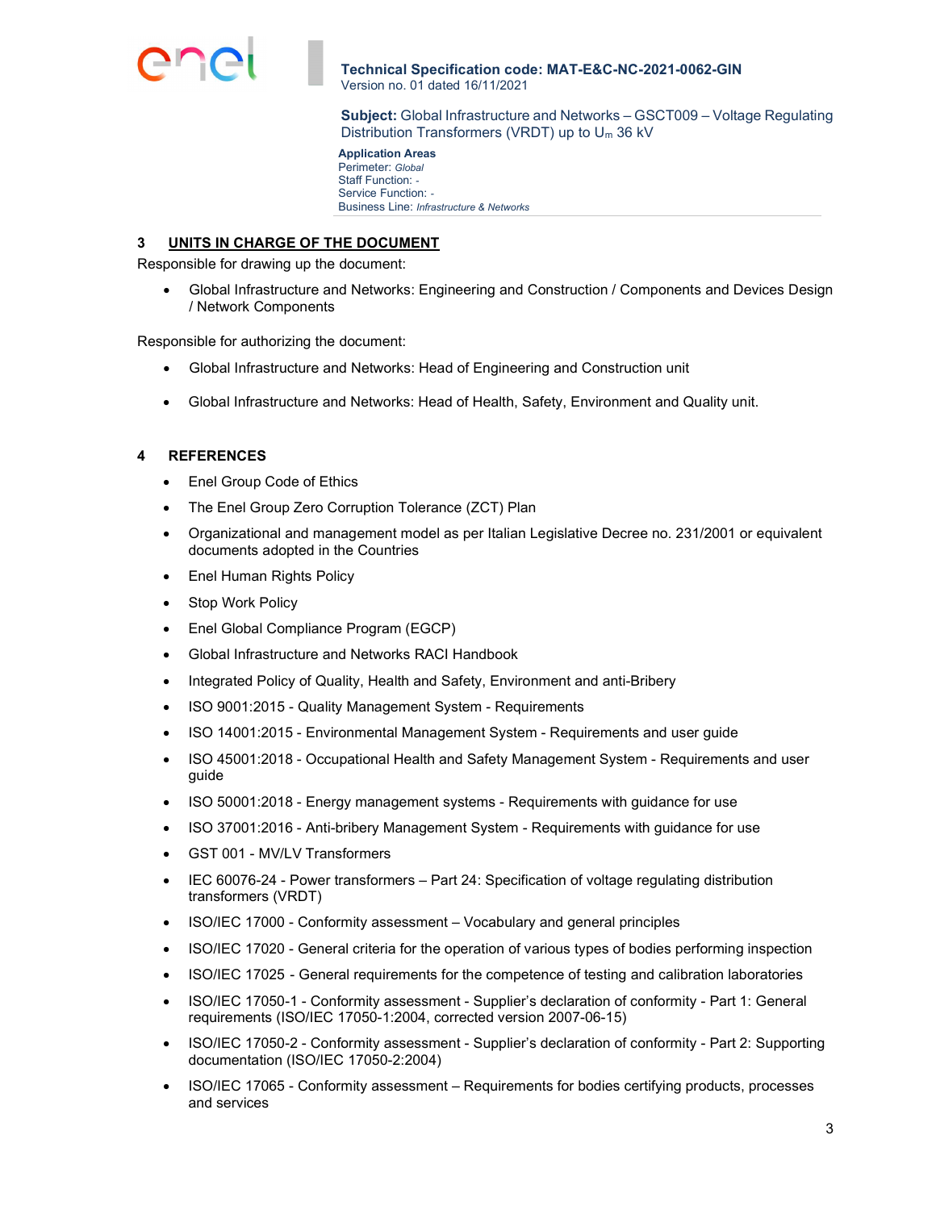## 3 UNITS IN CHARGE OF THE DOCUMENT

Responsible for drawing up the document:

- Global Infrastructure and Networks: Engineering and Construction / Components and Devices Design / Network Components

Responsible for authorizing the document:

- Global Infrastructure and Networks: Head of Engineering and Construction unit
- Global Infrastructure and Networks: Head of Health, Safety, Environment and Quality unit.

## 4 REFERENCES

- Enel Group Code of Ethics
- The Enel Group Zero Corruption Tolerance (ZCT) Plan
- Organizational and management model as per Italian Legislative Decree no. 231/2001 or equivalent documents adopted in the Countries
- Enel Human Rights Policy
- Stop Work Policy
- Enel Global Compliance Program (EGCP)
- Global Infrastructure and Networks RACI Handbook
- Integrated Policy of Quality, Health and Safety, Environment and anti-Bribery
- ISO 9001:2015 - Quality Management System - Requirements
- ISO 14001:2015 - Environmental Management System - Requirements and user guide
- ISO 45001:2018 - Occupational Health and Safety Management System - Requirements and user guide
- ISO 50001:2018 - Energy management systems - Requirements with guidance for use
- ISO 37001:2016 - Anti-bribery Management System - Requirements with guidance for use
- GST 001 - MV/LV Transformers
- IEC 60076-24 - Power transformers – Part 24: Specification of voltage regulating distribution transformers (VRDT)
- ISO/IEC 17000 - Conformity assessment – Vocabulary and general principles
- ISO/IEC 17020 - General criteria for the operation of various types of bodies performing inspection
- ISO/IEC 17025 - General requirements for the competence of testing and calibration laboratories
- ISO/IEC 17050-1 - Conformity assessment - Supplier's declaration of conformity - Part 1: General requirements (ISO/IEC 17050-1:2004, corrected version 2007-06-15)
- ISO/IEC 17050-2 - Conformity assessment - Supplier's declaration of conformity - Part 2: Supporting documentation (ISO/IEC 17050-2:2004)
- ISO/IEC 17065 - Conformity assessment – Requirements for bodies certifying products, processes and services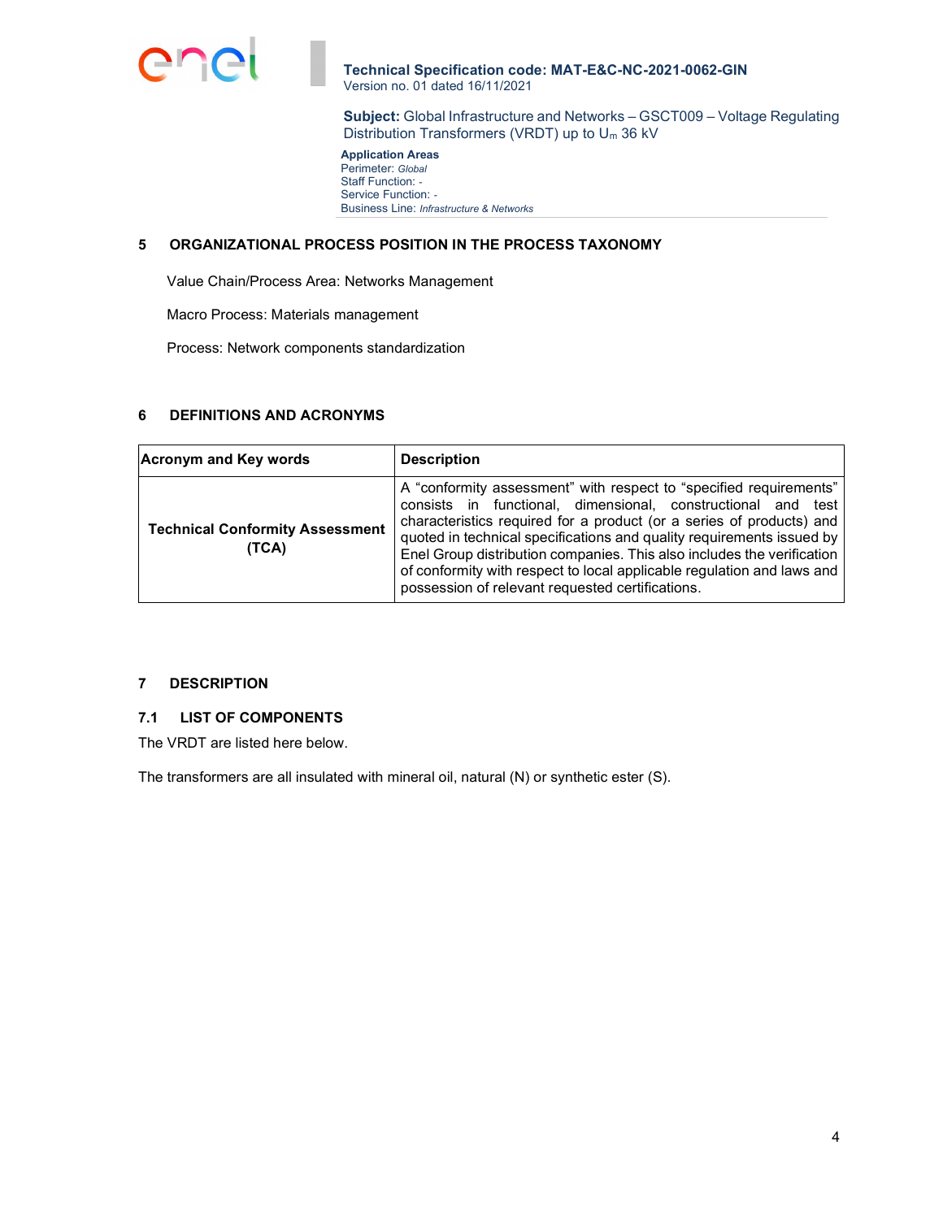## 5 ORGANIZATIONAL PROCESS POSITION IN THE PROCESS TAXONOMY

Value Chain/Process Area: Networks Management

Macro Process: Materials management

Process: Network components standardization

## 6 DEFINITIONS AND ACRONYMS

| Acronym and Key words | Description |
|---|---|
| **Technical Conformity Assessment (TCA)** | A "conformity assessment" with respect to "specified requirements" consists in functional, dimensional, constructional and test characteristics required for a product (or a series of products) and quoted in technical specifications and quality requirements issued by Enel Group distribution companies. This also includes the verification of conformity with respect to local applicable regulation and laws and possession of relevant requested certifications. |

## 7 DESCRIPTION

### 7.1 LIST OF COMPONENTS

The VRDT are listed here below.

The transformers are all insulated with mineral oil, natural (N) or synthetic ester (S).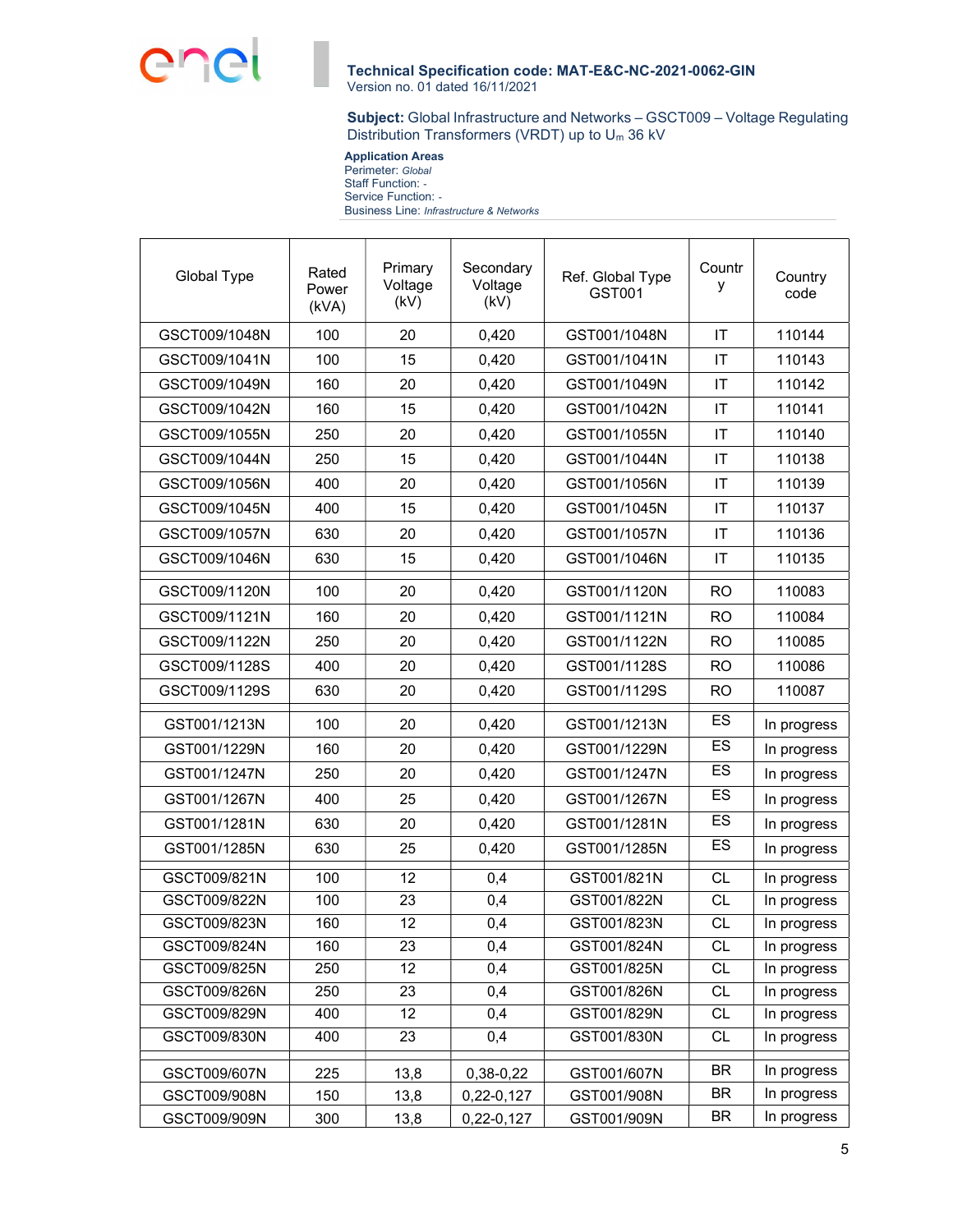| Global Type | Rated Power (kVA) | Primary Voltage (kV) | Secondary Voltage (kV) | Ref. Global Type GST001 | Country | Country code |
|---|---|---|---|---|---|---|
| GSCT009/1048N | 100 | 20 | 0,420 | GST001/1048N | IT | 110144 |
| GSCT009/1041N | 100 | 15 | 0,420 | GST001/1041N | IT | 110143 |
| GSCT009/1049N | 160 | 20 | 0,420 | GST001/1049N | IT | 110142 |
| GSCT009/1042N | 160 | 15 | 0,420 | GST001/1042N | IT | 110141 |
| GSCT009/1055N | 250 | 20 | 0,420 | GST001/1055N | IT | 110140 |
| GSCT009/1044N | 250 | 15 | 0,420 | GST001/1044N | IT | 110138 |
| GSCT009/1056N | 400 | 20 | 0,420 | GST001/1056N | IT | 110139 |
| GSCT009/1045N | 400 | 15 | 0,420 | GST001/1045N | IT | 110137 |
| GSCT009/1057N | 630 | 20 | 0,420 | GST001/1057N | IT | 110136 |
| GSCT009/1046N | 630 | 15 | 0,420 | GST001/1046N | IT | 110135 |
| GSCT009/1120N | 100 | 20 | 0,420 | GST001/1120N | RO | 110083 |
| GSCT009/1121N | 160 | 20 | 0,420 | GST001/1121N | RO | 110084 |
| GSCT009/1122N | 250 | 20 | 0,420 | GST001/1122N | RO | 110085 |
| GSCT009/1128S | 400 | 20 | 0,420 | GST001/1128S | RO | 110086 |
| GSCT009/1129S | 630 | 20 | 0,420 | GST001/1129S | RO | 110087 |
| GST001/1213N | 100 | 20 | 0,420 | GST001/1213N | ES | In progress |
| GST001/1229N | 160 | 20 | 0,420 | GST001/1229N | ES | In progress |
| GST001/1247N | 250 | 20 | 0,420 | GST001/1247N | ES | In progress |
| GST001/1267N | 400 | 25 | 0,420 | GST001/1267N | ES | In progress |
| GST001/1281N | 630 | 20 | 0,420 | GST001/1281N | ES | In progress |
| GST001/1285N | 630 | 25 | 0,420 | GST001/1285N | ES | In progress |
| GSCT009/821N | 100 | 12 | 0,4 | GST001/821N | CL | In progress |
| GSCT009/822N | 100 | 23 | 0,4 | GST001/822N | CL | In progress |
| GSCT009/823N | 160 | 12 | 0,4 | GST001/823N | CL | In progress |
| GSCT009/824N | 160 | 23 | 0,4 | GST001/824N | CL | In progress |
| GSCT009/825N | 250 | 12 | 0,4 | GST001/825N | CL | In progress |
| GSCT009/826N | 250 | 23 | 0,4 | GST001/826N | CL | In progress |
| GSCT009/829N | 400 | 12 | 0,4 | GST001/829N | CL | In progress |
| GSCT009/830N | 400 | 23 | 0,4 | GST001/830N | CL | In progress |
| GSCT009/607N | 225 | 13,8 | 0,38-0,22 | GST001/607N | BR | In progress |
| GSCT009/908N | 150 | 13,8 | 0,22-0,127 | GST001/908N | BR | In progress |
| GSCT009/909N | 300 | 13,8 | 0,22-0,127 | GST001/909N | BR | In progress |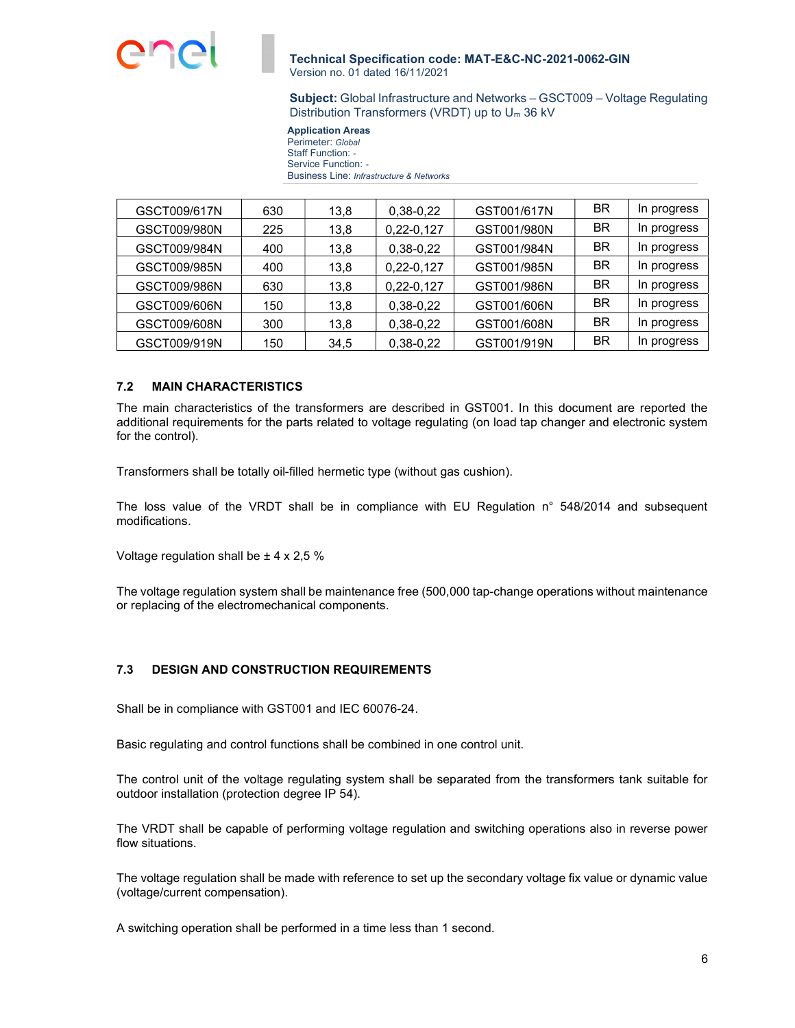| GSCT009/617N | 630 | 13,8 | 0,38-0,22 | GST001/617N | BR | In progress |
|---|---|---|---|---|---|---|
| GSCT009/980N | 225 | 13,8 | 0,22-0,127 | GST001/980N | BR | In progress |
| GSCT009/984N | 400 | 13,8 | 0,38-0,22 | GST001/984N | BR | In progress |
| GSCT009/985N | 400 | 13,8 | 0,22-0,127 | GST001/985N | BR | In progress |
| GSCT009/986N | 630 | 13,8 | 0,22-0,127 | GST001/986N | BR | In progress |
| GSCT009/606N | 150 | 13,8 | 0,38-0,22 | GST001/606N | BR | In progress |
| GSCT009/608N | 300 | 13,8 | 0,38-0,22 | GST001/608N | BR | In progress |
| GSCT009/919N | 150 | 34,5 | 0,38-0,22 | GST001/919N | BR | In progress |

### 7.2 MAIN CHARACTERISTICS

The main characteristics of the transformers are described in GST001. In this document are reported the additional requirements for the parts related to voltage regulating (on load tap changer and electronic system for the control).

Transformers shall be totally oil-filled hermetic type (without gas cushion).

The loss value of the VRDT shall be in compliance with EU Regulation n° 548/2014 and subsequent modifications.

Voltage regulation shall be ± 4 x 2,5 %

The voltage regulation system shall be maintenance free (500,000 tap-change operations without maintenance or replacing of the electromechanical components.

### 7.3 DESIGN AND CONSTRUCTION REQUIREMENTS

Shall be in compliance with GST001 and IEC 60076-24.

Basic regulating and control functions shall be combined in one control unit.

The control unit of the voltage regulating system shall be separated from the transformers tank suitable for outdoor installation (protection degree IP 54).

The VRDT shall be capable of performing voltage regulation and switching operations also in reverse power flow situations.

The voltage regulation shall be made with reference to set up the secondary voltage fix value or dynamic value (voltage/current compensation).

A switching operation shall be performed in a time less than 1 second.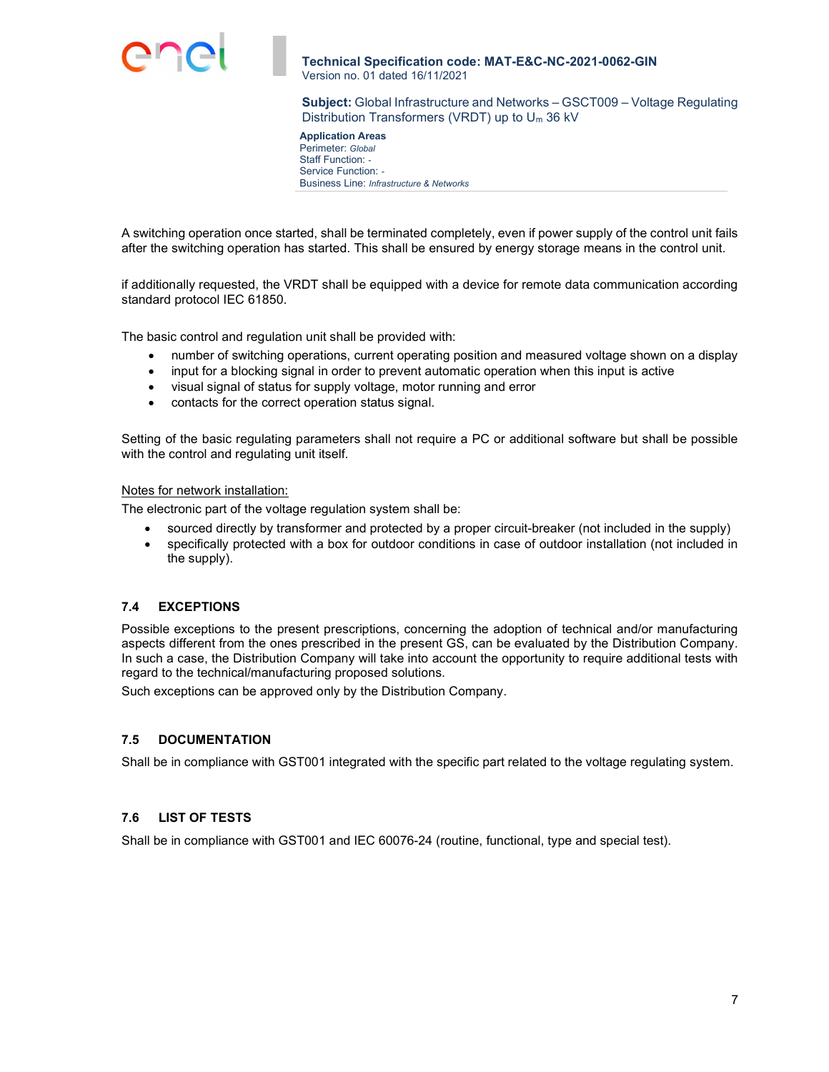A switching operation once started, shall be terminated completely, even if power supply of the control unit fails after the switching operation has started. This shall be ensured by energy storage means in the control unit.

if additionally requested, the VRDT shall be equipped with a device for remote data communication according standard protocol IEC 61850.

The basic control and regulation unit shall be provided with:

- number of switching operations, current operating position and measured voltage shown on a display
- input for a blocking signal in order to prevent automatic operation when this input is active
- visual signal of status for supply voltage, motor running and error
- contacts for the correct operation status signal.

Setting of the basic regulating parameters shall not require a PC or additional software but shall be possible with the control and regulating unit itself.

Notes for network installation:

The electronic part of the voltage regulation system shall be:

- sourced directly by transformer and protected by a proper circuit-breaker (not included in the supply)
- specifically protected with a box for outdoor conditions in case of outdoor installation (not included in the supply).

## 7.4 EXCEPTIONS

Possible exceptions to the present prescriptions, concerning the adoption of technical and/or manufacturing aspects different from the ones prescribed in the present GS, can be evaluated by the Distribution Company. In such a case, the Distribution Company will take into account the opportunity to require additional tests with regard to the technical/manufacturing proposed solutions.

Such exceptions can be approved only by the Distribution Company.

## 7.5 DOCUMENTATION

Shall be in compliance with GST001 integrated with the specific part related to the voltage regulating system.

## 7.6 LIST OF TESTS

Shall be in compliance with GST001 and IEC 60076-24 (routine, functional, type and special test).